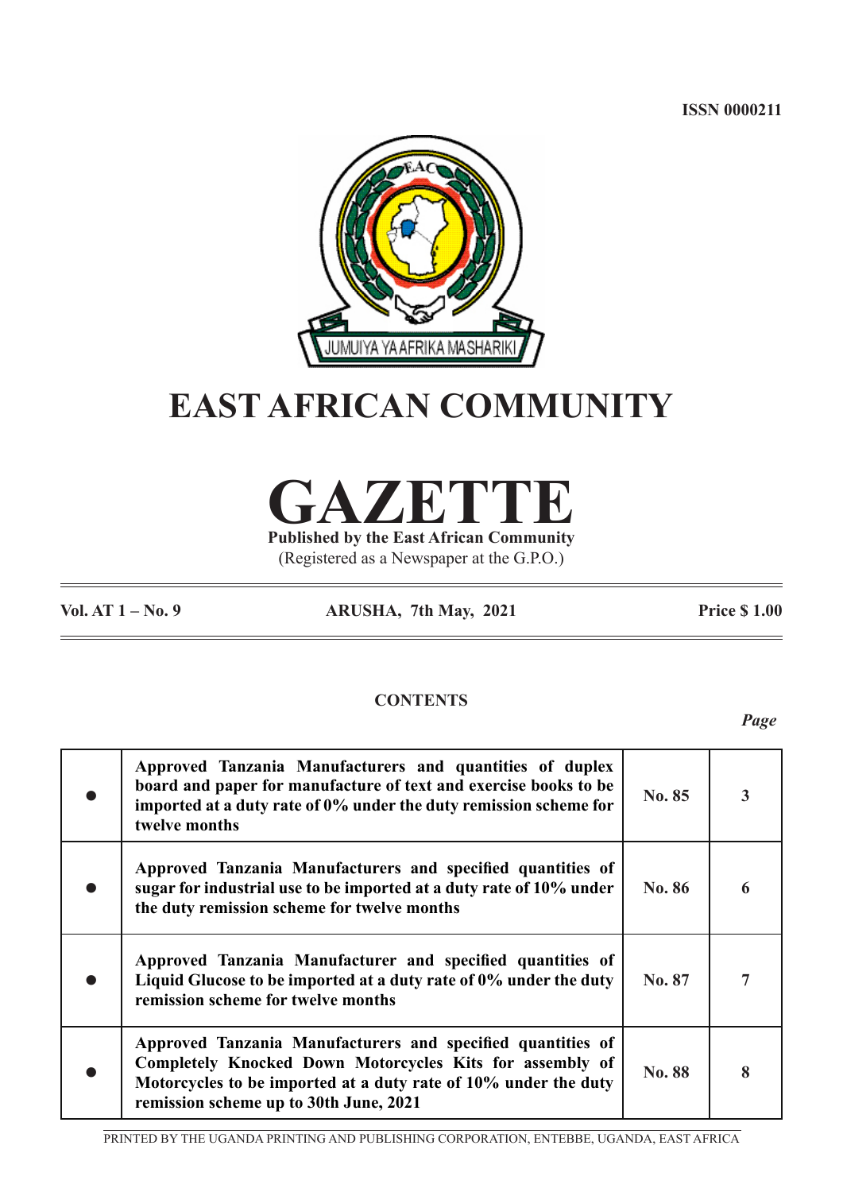ISSN 0000211

JUMUIYA YA AFRIKA MASHARIKI

# EAST AFRICAN COMMUNITY

# GAZETTE

**Published by the East African Community**

(Registered as a Newspaper at the G.P.O.)

| **Vol. AT 1 – No. 9** | **ARUSHA, 7th May, 2021** | **Price $ 1.00** |
|---|---|---|

## CONTENTS

| | | | *Page* |
|---|---|---|---|
| ● | **Approved Tanzania Manufacturers and quantities of duplex board and paper for manufacture of text and exercise books to be imported at a duty rate of 0% under the duty remission scheme for twelve months** | **No. 85** | **3** |
| ● | **Approved Tanzania Manufacturers and specified quantities of sugar for industrial use to be imported at a duty rate of 10% under the duty remission scheme for twelve months** | **No. 86** | **6** |
| ● | **Approved Tanzania Manufacturer and specified quantities of Liquid Glucose to be imported at a duty rate of 0% under the duty remission scheme for twelve months** | **No. 87** | **7** |
| ● | **Approved Tanzania Manufacturers and specified quantities of Completely Knocked Down Motorcycles Kits for assembly of Motorcycles to be imported at a duty rate of 10% under the duty remission scheme up to 30th June, 2021** | **No. 88** | **8** |

PRINTED BY THE UGANDA PRINTING AND PUBLISHING CORPORATION, ENTEBBE, UGANDA, EAST AFRICA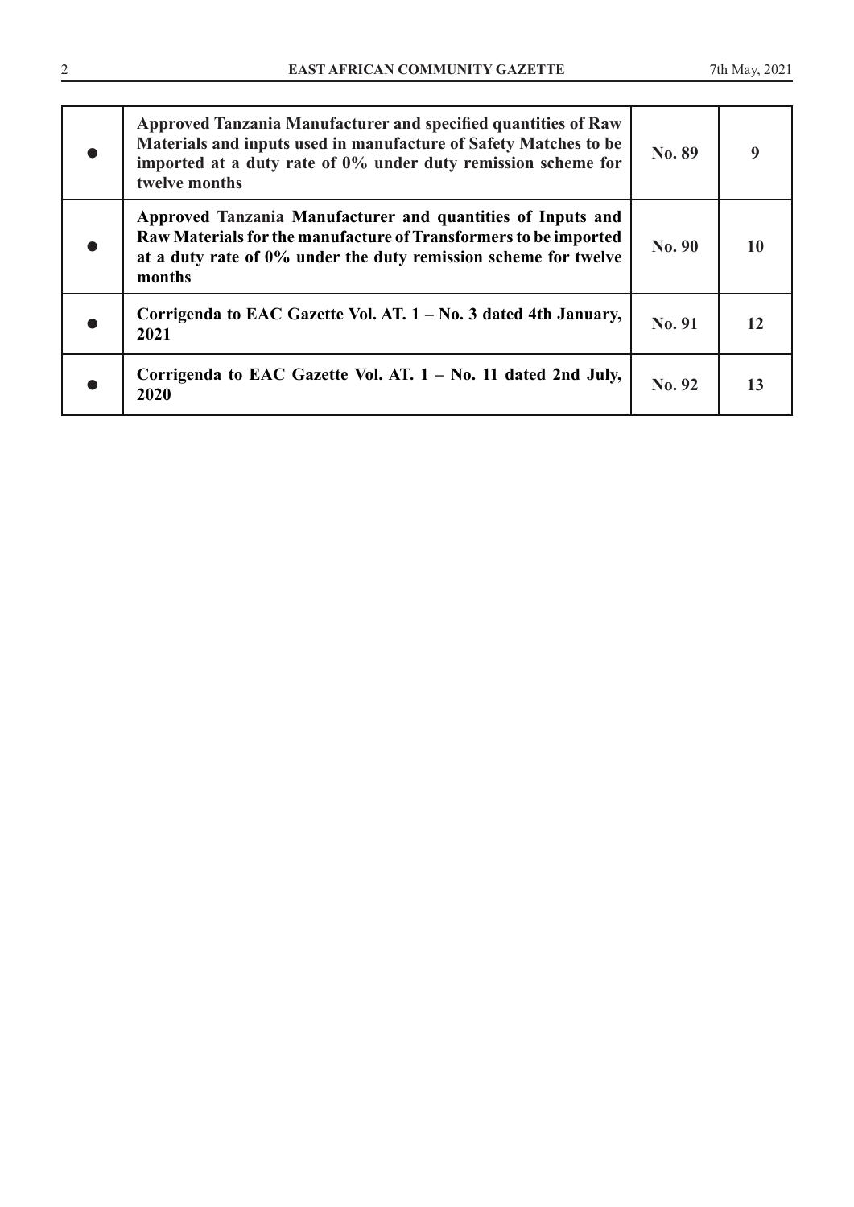| | | | |
|---|---|---|---|
| ● | **Approved Tanzania Manufacturer and specified quantities of Raw Materials and inputs used in manufacture of Safety Matches to be imported at a duty rate of 0% under duty remission scheme for twelve months** | **No. 89** | **9** |
| ● | **Approved Tanzania Manufacturer and quantities of Inputs and Raw Materials for the manufacture of Transformers to be imported at a duty rate of 0% under the duty remission scheme for twelve months** | **No. 90** | **10** |
| ● | **Corrigenda to EAC Gazette Vol. AT. 1 – No. 3 dated 4th January, 2021** | **No. 91** | **12** |
| ● | **Corrigenda to EAC Gazette Vol. AT. 1 – No. 11 dated 2nd July, 2020** | **No. 92** | **13** |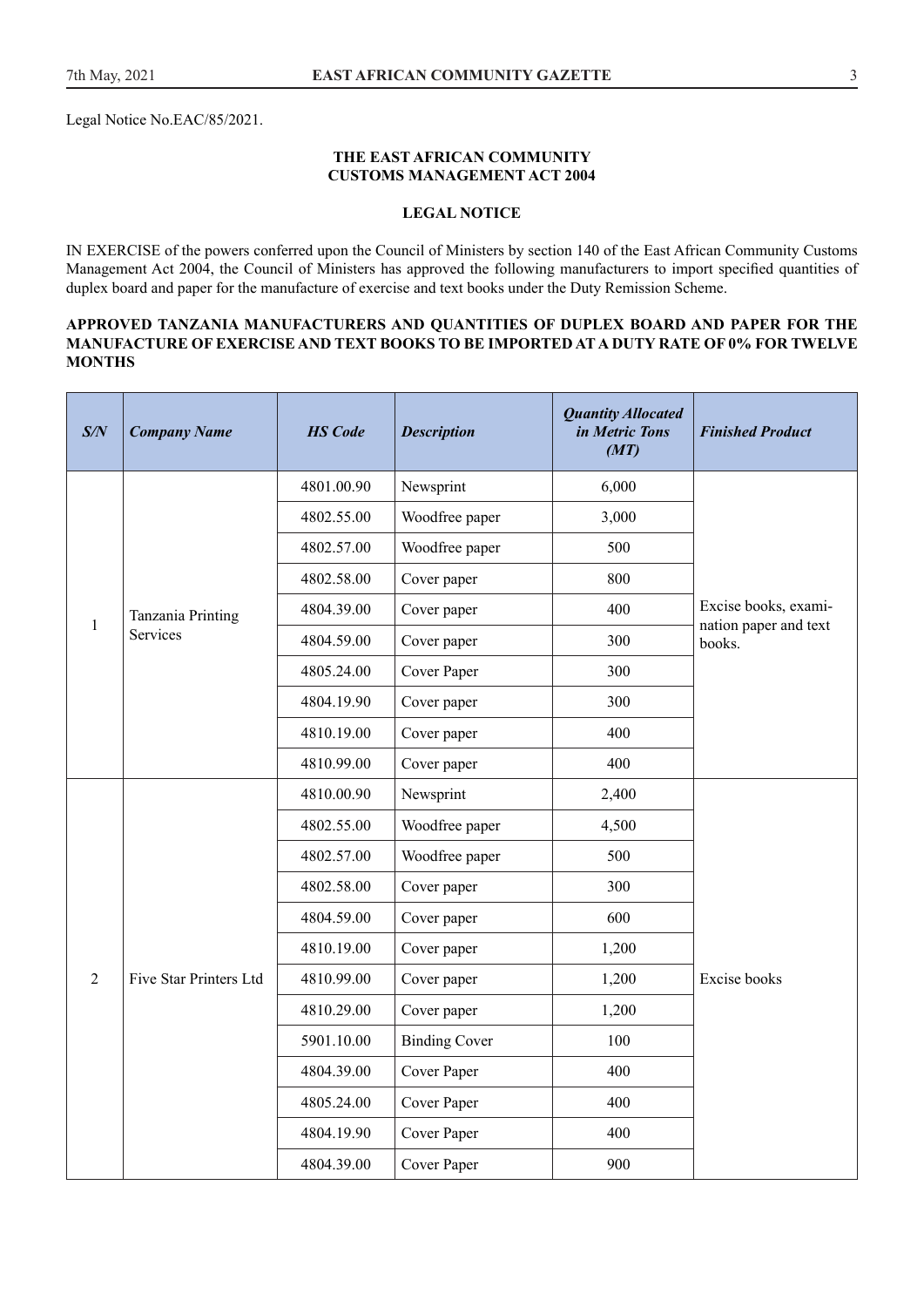Legal Notice No.EAC/85/2021.

**THE EAST AFRICAN COMMUNITY**
**CUSTOMS MANAGEMENT ACT 2004**

**LEGAL NOTICE**

IN EXERCISE of the powers conferred upon the Council of Ministers by section 140 of the East African Community Customs Management Act 2004, the Council of Ministers has approved the following manufacturers to import specified quantities of duplex board and paper for the manufacture of exercise and text books under the Duty Remission Scheme.

**APPROVED TANZANIA MANUFACTURERS AND QUANTITIES OF DUPLEX BOARD AND PAPER FOR THE MANUFACTURE OF EXERCISE AND TEXT BOOKS TO BE IMPORTED AT A DUTY RATE OF 0% FOR TWELVE MONTHS**

| *S/N* | *Company Name* | *HS Code* | *Description* | *Quantity Allocated in Metric Tons (MT)* | *Finished Product* |
|---|---|---|---|---|---|
| 1 | Tanzania Printing Services | 4801.00.90 | Newsprint | 6,000 | Excise books, examination paper and text books. |
| | | 4802.55.00 | Woodfree paper | 3,000 | |
| | | 4802.57.00 | Woodfree paper | 500 | |
| | | 4802.58.00 | Cover paper | 800 | |
| | | 4804.39.00 | Cover paper | 400 | |
| | | 4804.59.00 | Cover paper | 300 | |
| | | 4805.24.00 | Cover Paper | 300 | |
| | | 4804.19.90 | Cover paper | 300 | |
| | | 4810.19.00 | Cover paper | 400 | |
| | | 4810.99.00 | Cover paper | 400 | |
| 2 | Five Star Printers Ltd | 4810.00.90 | Newsprint | 2,400 | Excise books |
| | | 4802.55.00 | Woodfree paper | 4,500 | |
| | | 4802.57.00 | Woodfree paper | 500 | |
| | | 4802.58.00 | Cover paper | 300 | |
| | | 4804.59.00 | Cover paper | 600 | |
| | | 4810.19.00 | Cover paper | 1,200 | |
| | | 4810.99.00 | Cover paper | 1,200 | |
| | | 4810.29.00 | Cover paper | 1,200 | |
| | | 5901.10.00 | Binding Cover | 100 | |
| | | 4804.39.00 | Cover Paper | 400 | |
| | | 4805.24.00 | Cover Paper | 400 | |
| | | 4804.19.90 | Cover Paper | 400 | |
| | | 4804.39.00 | Cover Paper | 900 | |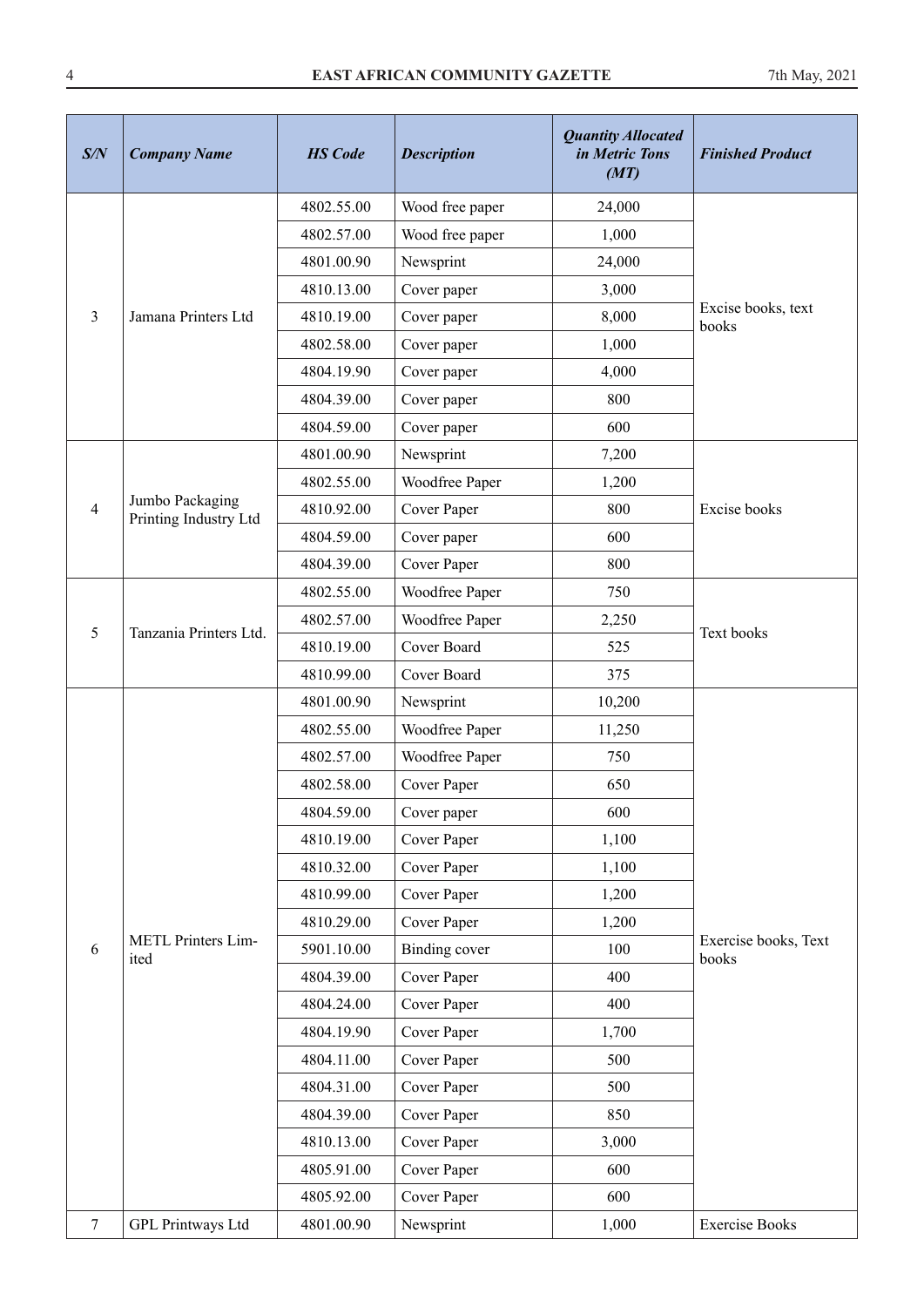| S/N | Company Name | HS Code | Description | Quantity Allocated in Metric Tons (MT) | Finished Product |
|---|---|---|---|---|---|
| 3 | Jamana Printers Ltd | 4802.55.00 | Wood free paper | 24,000 | Excise books, text books |
| | | 4802.57.00 | Wood free paper | 1,000 | |
| | | 4801.00.90 | Newsprint | 24,000 | |
| | | 4810.13.00 | Cover paper | 3,000 | |
| | | 4810.19.00 | Cover paper | 8,000 | |
| | | 4802.58.00 | Cover paper | 1,000 | |
| | | 4804.19.90 | Cover paper | 4,000 | |
| | | 4804.39.00 | Cover paper | 800 | |
| | | 4804.59.00 | Cover paper | 600 | |
| 4 | Jumbo Packaging Printing Industry Ltd | 4801.00.90 | Newsprint | 7,200 | Excise books |
| | | 4802.55.00 | Woodfree Paper | 1,200 | |
| | | 4810.92.00 | Cover Paper | 800 | |
| | | 4804.59.00 | Cover paper | 600 | |
| | | 4804.39.00 | Cover Paper | 800 | |
| 5 | Tanzania Printers Ltd. | 4802.55.00 | Woodfree Paper | 750 | Text books |
| | | 4802.57.00 | Woodfree Paper | 2,250 | |
| | | 4810.19.00 | Cover Board | 525 | |
| | | 4810.99.00 | Cover Board | 375 | |
| 6 | METL Printers Limited | 4801.00.90 | Newsprint | 10,200 | Exercise books, Text books |
| | | 4802.55.00 | Woodfree Paper | 11,250 | |
| | | 4802.57.00 | Woodfree Paper | 750 | |
| | | 4802.58.00 | Cover Paper | 650 | |
| | | 4804.59.00 | Cover paper | 600 | |
| | | 4810.19.00 | Cover Paper | 1,100 | |
| | | 4810.32.00 | Cover Paper | 1,100 | |
| | | 4810.99.00 | Cover Paper | 1,200 | |
| | | 4810.29.00 | Cover Paper | 1,200 | |
| | | 5901.10.00 | Binding cover | 100 | |
| | | 4804.39.00 | Cover Paper | 400 | |
| | | 4804.24.00 | Cover Paper | 400 | |
| | | 4804.19.90 | Cover Paper | 1,700 | |
| | | 4804.11.00 | Cover Paper | 500 | |
| | | 4804.31.00 | Cover Paper | 500 | |
| | | 4804.39.00 | Cover Paper | 850 | |
| | | 4810.13.00 | Cover Paper | 3,000 | |
| | | 4805.91.00 | Cover Paper | 600 | |
| | | 4805.92.00 | Cover Paper | 600 | |
| 7 | GPL Printways Ltd | 4801.00.90 | Newsprint | 1,000 | Exercise Books |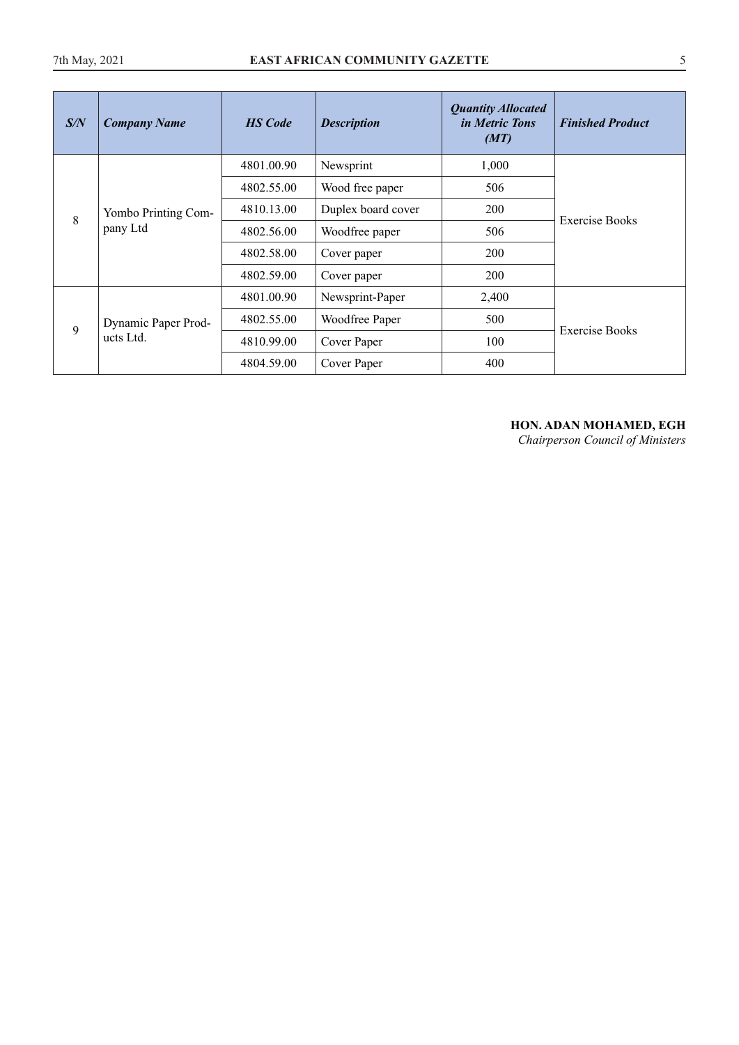| *S/N* | *Company Name* | *HS Code* | *Description* | *Quantity Allocated in Metric Tons (MT)* | *Finished Product* |
|---|---|---|---|---|---|
| 8 | Yombo Printing Company Ltd | 4801.00.90 | Newsprint | 1,000 | Exercise Books |
| | | 4802.55.00 | Wood free paper | 506 | |
| | | 4810.13.00 | Duplex board cover | 200 | |
| | | 4802.56.00 | Woodfree paper | 506 | |
| | | 4802.58.00 | Cover paper | 200 | |
| | | 4802.59.00 | Cover paper | 200 | |
| 9 | Dynamic Paper Products Ltd. | 4801.00.90 | Newsprint-Paper | 2,400 | Exercise Books |
| | | 4802.55.00 | Woodfree Paper | 500 | |
| | | 4810.99.00 | Cover Paper | 100 | |
| | | 4804.59.00 | Cover Paper | 400 | |

**HON. ADAN MOHAMED, EGH**
*Chairperson Council of Ministers*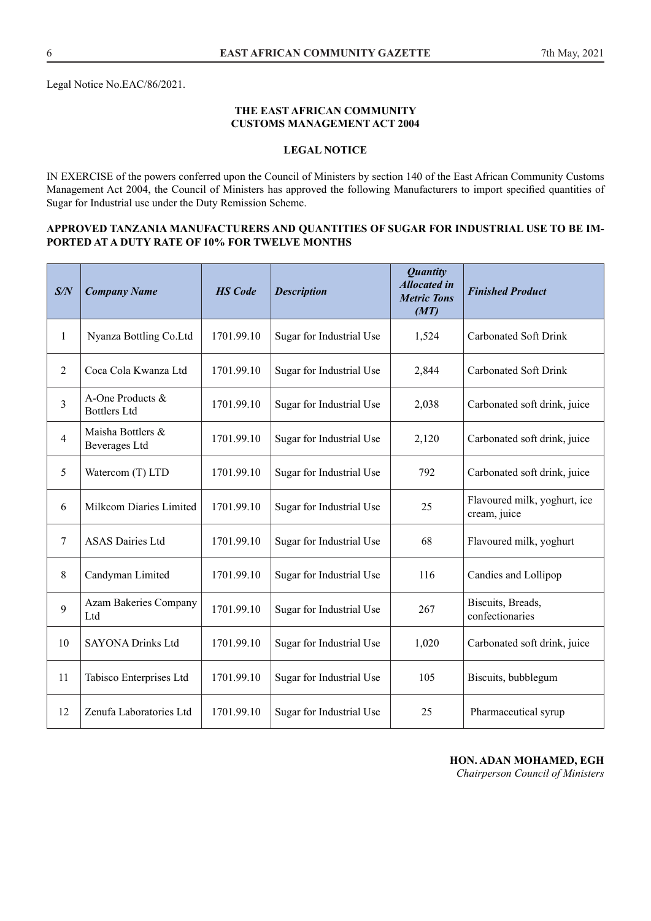Legal Notice No.EAC/86/2021.

**THE EAST AFRICAN COMMUNITY**
**CUSTOMS MANAGEMENT ACT 2004**

**LEGAL NOTICE**

IN EXERCISE of the powers conferred upon the Council of Ministers by section 140 of the East African Community Customs Management Act 2004, the Council of Ministers has approved the following Manufacturers to import specified quantities of Sugar for Industrial use under the Duty Remission Scheme.

**APPROVED TANZANIA MANUFACTURERS AND QUANTITIES OF SUGAR FOR INDUSTRIAL USE TO BE IMPORTED AT A DUTY RATE OF 10% FOR TWELVE MONTHS**

| *S/N* | *Company Name* | *HS Code* | *Description* | *Quantity Allocated in Metric Tons (MT)* | *Finished Product* |
|---|---|---|---|---|---|
| 1 | Nyanza Bottling Co.Ltd | 1701.99.10 | Sugar for Industrial Use | 1,524 | Carbonated Soft Drink |
| 2 | Coca Cola Kwanza Ltd | 1701.99.10 | Sugar for Industrial Use | 2,844 | Carbonated Soft Drink |
| 3 | A-One Products & Bottlers Ltd | 1701.99.10 | Sugar for Industrial Use | 2,038 | Carbonated soft drink, juice |
| 4 | Maisha Bottlers & Beverages Ltd | 1701.99.10 | Sugar for Industrial Use | 2,120 | Carbonated soft drink, juice |
| 5 | Watercom (T) LTD | 1701.99.10 | Sugar for Industrial Use | 792 | Carbonated soft drink, juice |
| 6 | Milkcom Diaries Limited | 1701.99.10 | Sugar for Industrial Use | 25 | Flavoured milk, yoghurt, ice cream, juice |
| 7 | ASAS Dairies Ltd | 1701.99.10 | Sugar for Industrial Use | 68 | Flavoured milk, yoghurt |
| 8 | Candyman Limited | 1701.99.10 | Sugar for Industrial Use | 116 | Candies and Lollipop |
| 9 | Azam Bakeries Company Ltd | 1701.99.10 | Sugar for Industrial Use | 267 | Biscuits, Breads, confectionaries |
| 10 | SAYONA Drinks Ltd | 1701.99.10 | Sugar for Industrial Use | 1,020 | Carbonated soft drink, juice |
| 11 | Tabisco Enterprises Ltd | 1701.99.10 | Sugar for Industrial Use | 105 | Biscuits, bubblegum |
| 12 | Zenufa Laboratories Ltd | 1701.99.10 | Sugar for Industrial Use | 25 | Pharmaceutical syrup |

**HON. ADAN MOHAMED, EGH**
*Chairperson Council of Ministers*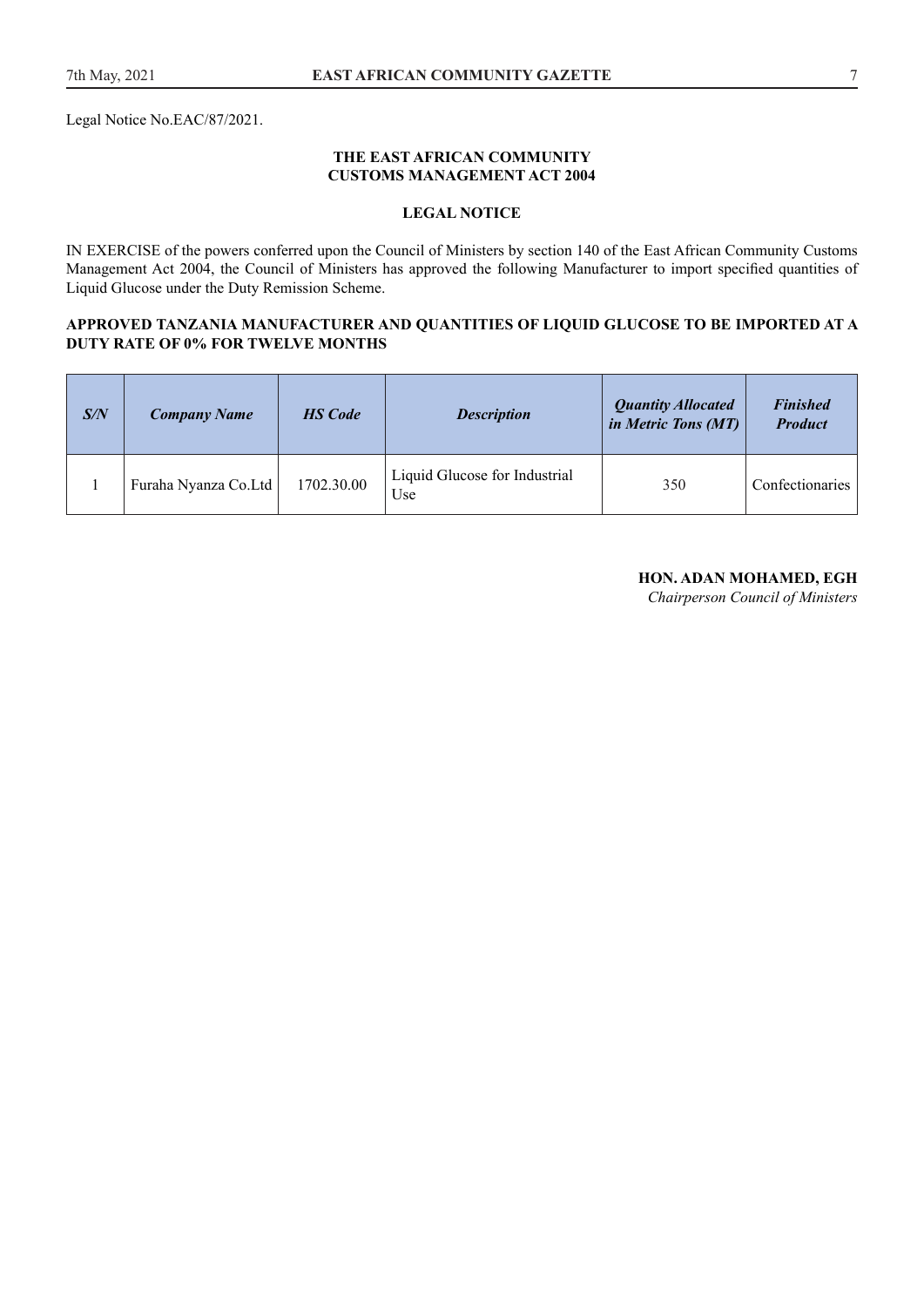Legal Notice No.EAC/87/2021.

**THE EAST AFRICAN COMMUNITY**
**CUSTOMS MANAGEMENT ACT 2004**

**LEGAL NOTICE**

IN EXERCISE of the powers conferred upon the Council of Ministers by section 140 of the East African Community Customs Management Act 2004, the Council of Ministers has approved the following Manufacturer to import specified quantities of Liquid Glucose under the Duty Remission Scheme.

**APPROVED TANZANIA MANUFACTURER AND QUANTITIES OF LIQUID GLUCOSE TO BE IMPORTED AT A DUTY RATE OF 0% FOR TWELVE MONTHS**

| ***S/N*** | ***Company Name*** | ***HS Code*** | ***Description*** | ***Quantity Allocated in Metric Tons (MT)*** | ***Finished Product*** |
|---|---|---|---|---|---|
| 1 | Furaha Nyanza Co.Ltd | 1702.30.00 | Liquid Glucose for Industrial Use | 350 | Confectionaries |

**HON. ADAN MOHAMED, EGH**
*Chairperson Council of Ministers*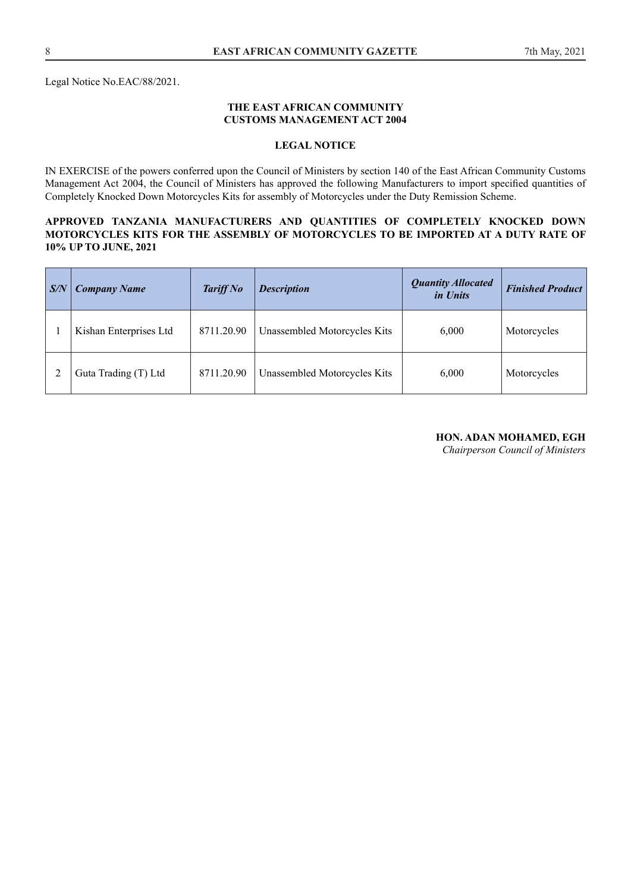Legal Notice No.EAC/88/2021.

**THE EAST AFRICAN COMMUNITY**
**CUSTOMS MANAGEMENT ACT 2004**

**LEGAL NOTICE**

IN EXERCISE of the powers conferred upon the Council of Ministers by section 140 of the East African Community Customs Management Act 2004, the Council of Ministers has approved the following Manufacturers to import specified quantities of Completely Knocked Down Motorcycles Kits for assembly of Motorcycles under the Duty Remission Scheme.

**APPROVED TANZANIA MANUFACTURERS AND QUANTITIES OF COMPLETELY KNOCKED DOWN MOTORCYCLES KITS FOR THE ASSEMBLY OF MOTORCYCLES TO BE IMPORTED AT A DUTY RATE OF 10% UP TO JUNE, 2021**

| ***S/N*** | ***Company Name*** | ***Tariff No*** | ***Description*** | ***Quantity Allocated in Units*** | ***Finished Product*** |
|---|---|---|---|---|---|
| 1 | Kishan Enterprises Ltd | 8711.20.90 | Unassembled Motorcycles Kits | 6,000 | Motorcycles |
| 2 | Guta Trading (T) Ltd | 8711.20.90 | Unassembled Motorcycles Kits | 6,000 | Motorcycles |

**HON. ADAN MOHAMED, EGH**
*Chairperson Council of Ministers*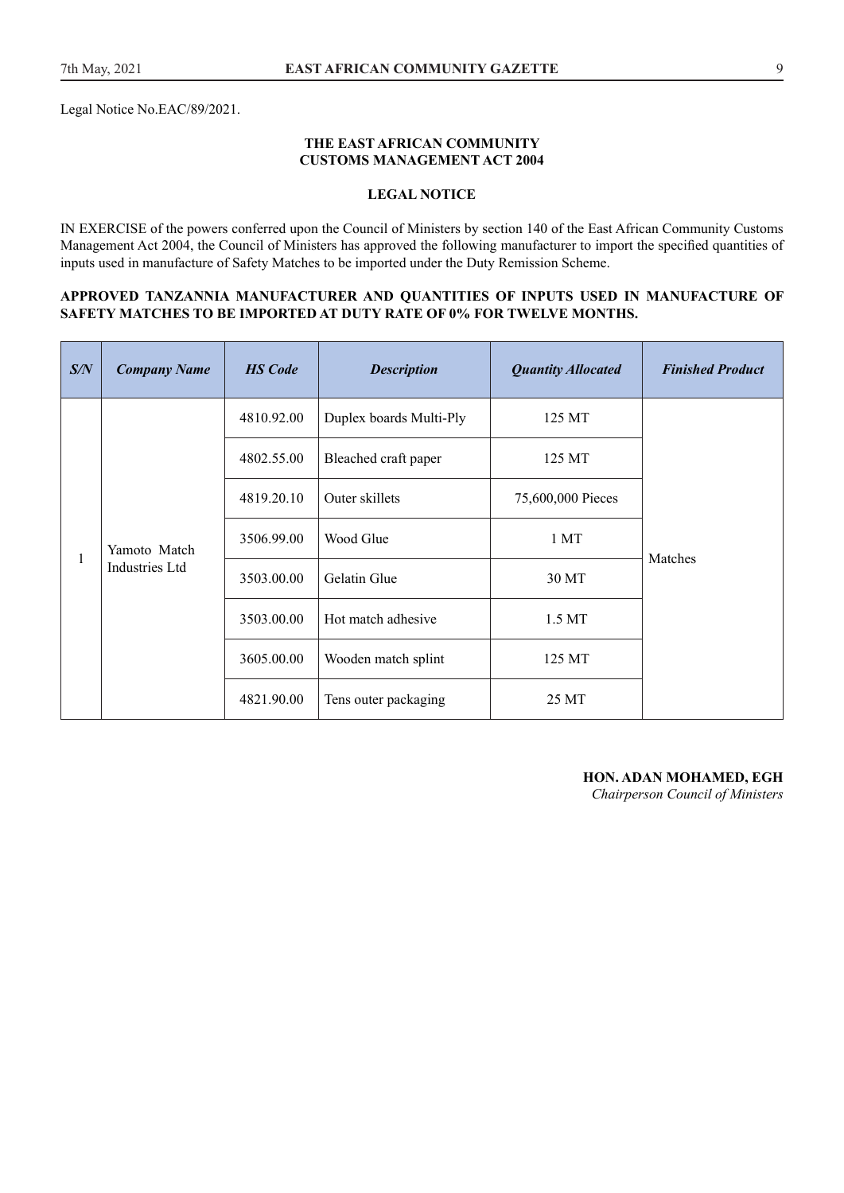Legal Notice No.EAC/89/2021.

**THE EAST AFRICAN COMMUNITY**
**CUSTOMS MANAGEMENT ACT 2004**

**LEGAL NOTICE**

IN EXERCISE of the powers conferred upon the Council of Ministers by section 140 of the East African Community Customs Management Act 2004, the Council of Ministers has approved the following manufacturer to import the specified quantities of inputs used in manufacture of Safety Matches to be imported under the Duty Remission Scheme.

**APPROVED TANZANNIA MANUFACTURER AND QUANTITIES OF INPUTS USED IN MANUFACTURE OF SAFETY MATCHES TO BE IMPORTED AT DUTY RATE OF 0% FOR TWELVE MONTHS.**

| *S/N* | *Company Name* | *HS Code* | *Description* | *Quantity Allocated* | *Finished Product* |
|---|---|---|---|---|---|
| 1 | Yamoto Match Industries Ltd | 4810.92.00 | Duplex boards Multi-Ply | 125 MT | Matches |
| | | 4802.55.00 | Bleached craft paper | 125 MT | |
| | | 4819.20.10 | Outer skillets | 75,600,000 Pieces | |
| | | 3506.99.00 | Wood Glue | 1 MT | |
| | | 3503.00.00 | Gelatin Glue | 30 MT | |
| | | 3503.00.00 | Hot match adhesive | 1.5 MT | |
| | | 3605.00.00 | Wooden match splint | 125 MT | |
| | | 4821.90.00 | Tens outer packaging | 25 MT | |

**HON. ADAN MOHAMED, EGH**
*Chairperson Council of Ministers*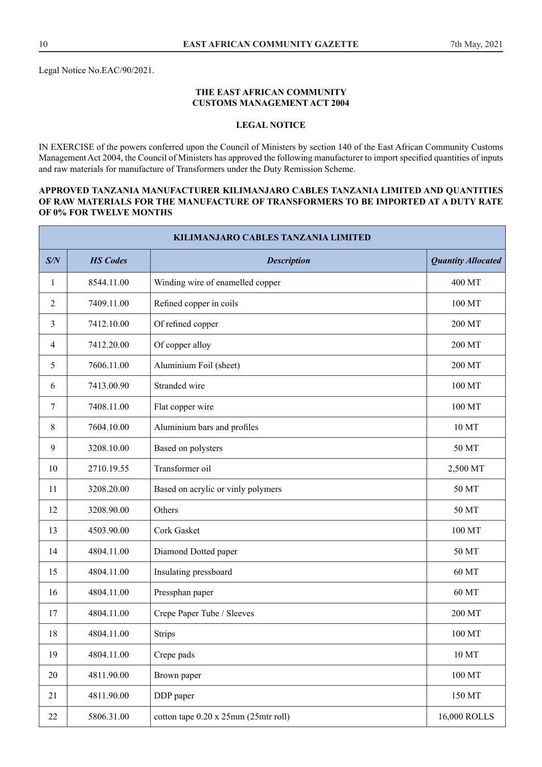Legal Notice No.EAC/90/2021.

**THE EAST AFRICAN COMMUNITY**
**CUSTOMS MANAGEMENT ACT 2004**

**LEGAL NOTICE**

IN EXERCISE of the powers conferred upon the Council of Ministers by section 140 of the East African Community Customs Management Act 2004, the Council of Ministers has approved the following manufacturer to import specified quantities of inputs and raw materials for manufacture of Transformers under the Duty Remission Scheme.

**APPROVED TANZANIA MANUFACTURER KILIMANJARO CABLES TANZANIA LIMITED AND QUANTITIES OF RAW MATERIALS FOR THE MANUFACTURE OF TRANSFORMERS TO BE IMPORTED AT A DUTY RATE OF 0% FOR TWELVE MONTHS**

| **KILIMANJARO CABLES TANZANIA LIMITED** | | | |
|---|---|---|---|
| ***S/N*** | ***HS Codes*** | ***Description*** | ***Quantity Allocated*** |
| 1 | 8544.11.00 | Winding wire of enamelled copper | 400 MT |
| 2 | 7409.11.00 | Refined copper in coils | 100 MT |
| 3 | 7412.10.00 | Of refined copper | 200 MT |
| 4 | 7412.20.00 | Of copper alloy | 200 MT |
| 5 | 7606.11.00 | Aluminium Foil (sheet) | 200 MT |
| 6 | 7413.00.90 | Stranded wire | 100 MT |
| 7 | 7408.11.00 | Flat copper wire | 100 MT |
| 8 | 7604.10.00 | Aluminium bars and profiles | 10 MT |
| 9 | 3208.10.00 | Based on polysters | 50 MT |
| 10 | 2710.19.55 | Transformer oil | 2,500 MT |
| 11 | 3208.20.00 | Based on acrylic or vinly polymers | 50 MT |
| 12 | 3208.90.00 | Others | 50 MT |
| 13 | 4503.90.00 | Cork Gasket | 100 MT |
| 14 | 4804.11.00 | Diamond Dotted paper | 50 MT |
| 15 | 4804.11.00 | Insulating pressboard | 60 MT |
| 16 | 4804.11.00 | Pressphan paper | 60 MT |
| 17 | 4804.11.00 | Crepe Paper Tube / Sleeves | 200 MT |
| 18 | 4804.11.00 | Strips | 100 MT |
| 19 | 4804.11.00 | Crepe pads | 10 MT |
| 20 | 4811.90.00 | Brown paper | 100 MT |
| 21 | 4811.90.00 | DDP paper | 150 MT |
| 22 | 5806.31.00 | cotton tape 0.20 x 25mm (25mtr roll) | 16,000 ROLLS |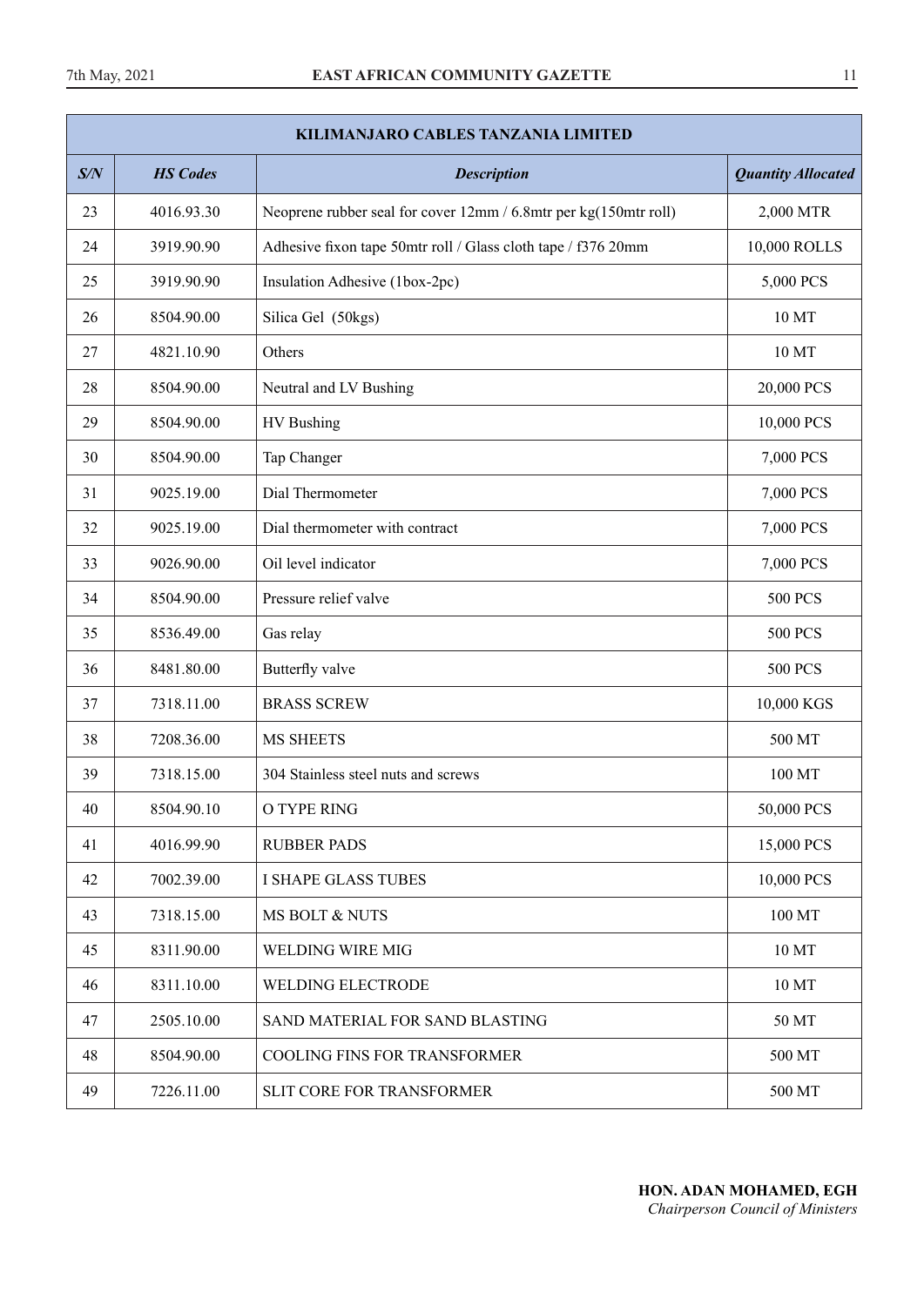| KILIMANJARO CABLES TANZANIA LIMITED | | | |
|---|---|---|---|
| ***S/N*** | ***HS Codes*** | ***Description*** | ***Quantity Allocated*** |
| 23 | 4016.93.30 | Neoprene rubber seal for cover 12mm / 6.8mtr per kg(150mtr roll) | 2,000 MTR |
| 24 | 3919.90.90 | Adhesive fixon tape 50mtr roll / Glass cloth tape / f376 20mm | 10,000 ROLLS |
| 25 | 3919.90.90 | Insulation Adhesive (1box-2pc) | 5,000 PCS |
| 26 | 8504.90.00 | Silica Gel (50kgs) | 10 MT |
| 27 | 4821.10.90 | Others | 10 MT |
| 28 | 8504.90.00 | Neutral and LV Bushing | 20,000 PCS |
| 29 | 8504.90.00 | HV Bushing | 10,000 PCS |
| 30 | 8504.90.00 | Tap Changer | 7,000 PCS |
| 31 | 9025.19.00 | Dial Thermometer | 7,000 PCS |
| 32 | 9025.19.00 | Dial thermometer with contract | 7,000 PCS |
| 33 | 9026.90.00 | Oil level indicator | 7,000 PCS |
| 34 | 8504.90.00 | Pressure relief valve | 500 PCS |
| 35 | 8536.49.00 | Gas relay | 500 PCS |
| 36 | 8481.80.00 | Butterfly valve | 500 PCS |
| 37 | 7318.11.00 | BRASS SCREW | 10,000 KGS |
| 38 | 7208.36.00 | MS SHEETS | 500 MT |
| 39 | 7318.15.00 | 304 Stainless steel nuts and screws | 100 MT |
| 40 | 8504.90.10 | O TYPE RING | 50,000 PCS |
| 41 | 4016.99.90 | RUBBER PADS | 15,000 PCS |
| 42 | 7002.39.00 | I SHAPE GLASS TUBES | 10,000 PCS |
| 43 | 7318.15.00 | MS BOLT & NUTS | 100 MT |
| 45 | 8311.90.00 | WELDING WIRE MIG | 10 MT |
| 46 | 8311.10.00 | WELDING ELECTRODE | 10 MT |
| 47 | 2505.10.00 | SAND MATERIAL FOR SAND BLASTING | 50 MT |
| 48 | 8504.90.00 | COOLING FINS FOR TRANSFORMER | 500 MT |
| 49 | 7226.11.00 | SLIT CORE FOR TRANSFORMER | 500 MT |

**HON. ADAN MOHAMED, EGH**
*Chairperson Council of Ministers*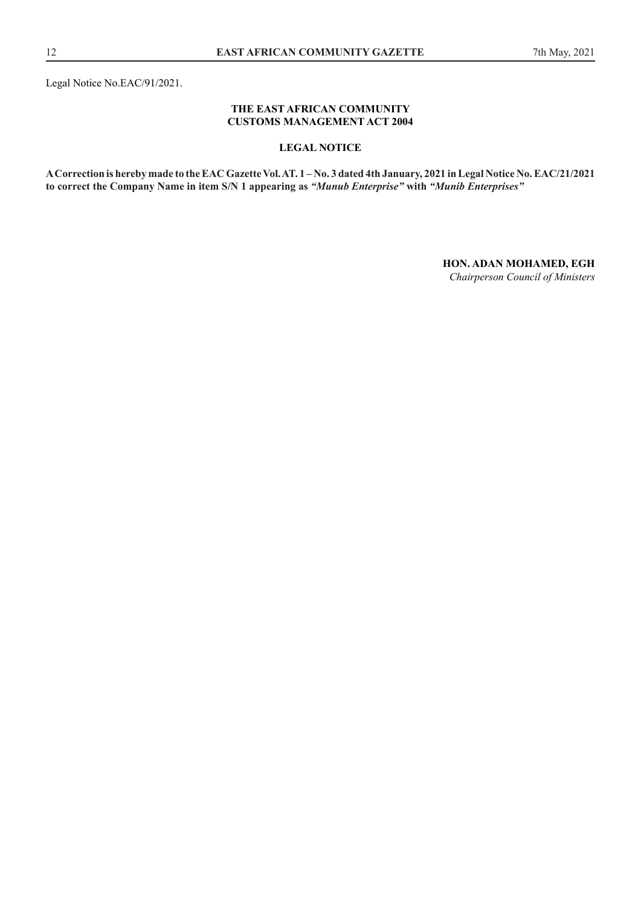Legal Notice No.EAC/91/2021.

**THE EAST AFRICAN COMMUNITY**
**CUSTOMS MANAGEMENT ACT 2004**

**LEGAL NOTICE**

**A Correction is hereby made to the EAC Gazette Vol. AT. 1 – No. 3 dated 4th January, 2021 in Legal Notice No. EAC/21/2021 to correct the Company Name in item S/N 1 appearing as *"Munub Enterprise"* with *"Munib Enterprises"***

**HON. ADAN MOHAMED, EGH**
*Chairperson Council of Ministers*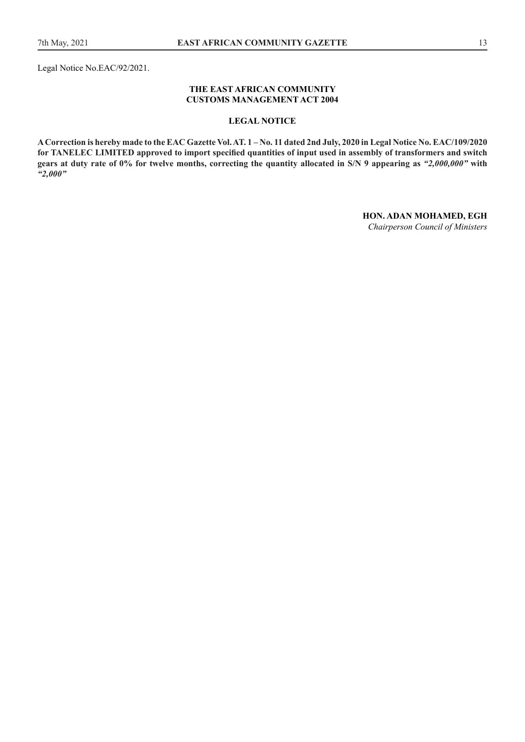Legal Notice No.EAC/92/2021.

**THE EAST AFRICAN COMMUNITY**
**CUSTOMS MANAGEMENT ACT 2004**

**LEGAL NOTICE**

**A Correction is hereby made to the EAC Gazette Vol. AT. 1 – No. 11 dated 2nd July, 2020 in Legal Notice No. EAC/109/2020 for TANELEC LIMITED approved to import specified quantities of input used in assembly of transformers and switch gears at duty rate of 0% for twelve months, correcting the quantity allocated in S/N 9 appearing as *"2,000,000"* with *"2,000"***

**HON. ADAN MOHAMED, EGH**
*Chairperson Council of Ministers*